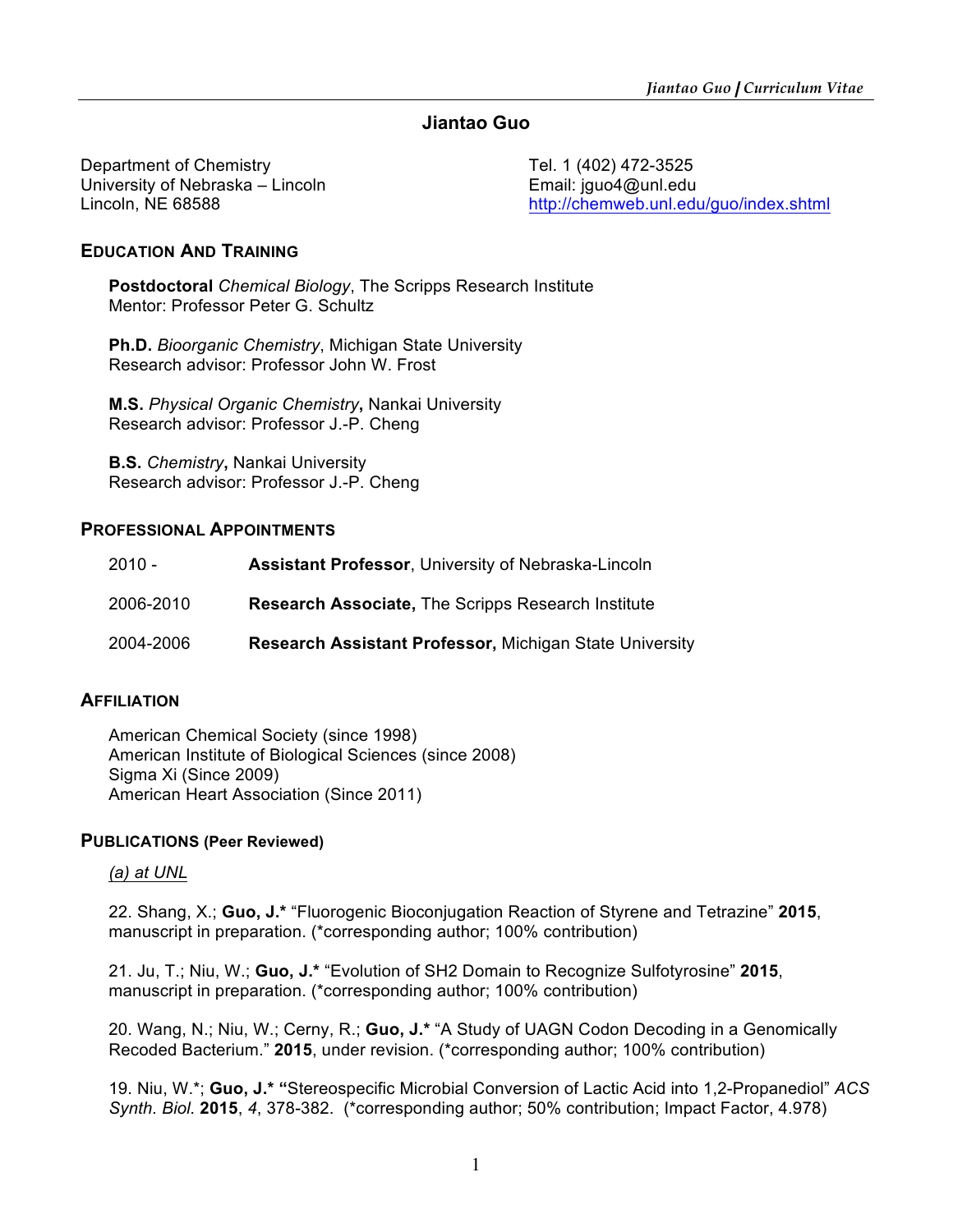# Jiantao Guo

Department of Chemistry
University of Nebraska – Lincoln
Lincoln, NE 68588

Tel. 1 (402) 472-3525
Email: jguo4@unl.edu
http://chemweb.unl.edu/guo/index.shtml

## EDUCATION AND TRAINING

**Postdoctoral** *Chemical Biology*, The Scripps Research Institute
Mentor: Professor Peter G. Schultz

**Ph.D.** *Bioorganic Chemistry*, Michigan State University
Research advisor: Professor John W. Frost

**M.S.** *Physical Organic Chemistry***,** Nankai University
Research advisor: Professor J.-P. Cheng

**B.S.** *Chemistry***,** Nankai University
Research advisor: Professor J.-P. Cheng

## PROFESSIONAL APPOINTMENTS

| | |
|---|---|
| 2010 - | **Assistant Professor**, University of Nebraska-Lincoln |
| 2006-2010 | **Research Associate,** The Scripps Research Institute |
| 2004-2006 | **Research Assistant Professor,** Michigan State University |

## AFFILIATION

American Chemical Society (since 1998)
American Institute of Biological Sciences (since 2008)
Sigma Xi (Since 2009)
American Heart Association (Since 2011)

## PUBLICATIONS (Peer Reviewed)

*(a) at UNL*

22. Shang, X.; **Guo, J.*** "Fluorogenic Bioconjugation Reaction of Styrene and Tetrazine" **2015**, manuscript in preparation. (*corresponding author; 100% contribution)

21. Ju, T.; Niu, W.; **Guo, J.*** "Evolution of SH2 Domain to Recognize Sulfotyrosine" **2015**, manuscript in preparation. (*corresponding author; 100% contribution)

20. Wang, N.; Niu, W.; Cerny, R.; **Guo, J.*** "A Study of UAGN Codon Decoding in a Genomically Recoded Bacterium." **2015**, under revision. (*corresponding author; 100% contribution)

19. Niu, W.*; **Guo, J.* "**Stereospecific Microbial Conversion of Lactic Acid into 1,2-Propanediol" *ACS Synth. Biol.* **2015**, *4*, 378-382. (*corresponding author; 50% contribution; Impact Factor, 4.978)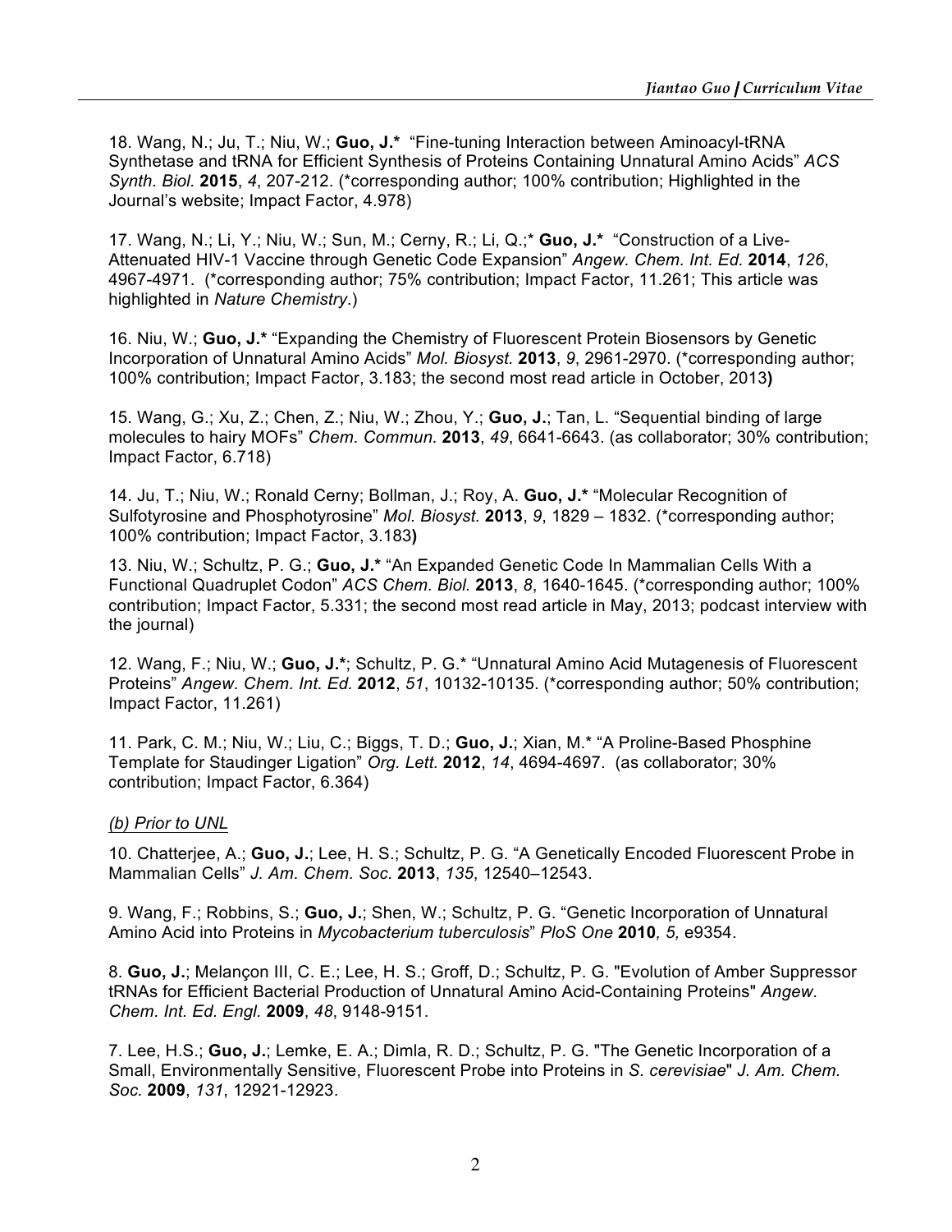18. Wang, N.; Ju, T.; Niu, W.; **Guo, J.*** "Fine-tuning Interaction between Aminoacyl-tRNA Synthetase and tRNA for Efficient Synthesis of Proteins Containing Unnatural Amino Acids" *ACS Synth. Biol.* **2015**, *4*, 207-212. (*corresponding author; 100% contribution; Highlighted in the Journal's website; Impact Factor, 4.978)

17. Wang, N.; Li, Y.; Niu, W.; Sun, M.; Cerny, R.; Li, Q.;* **Guo, J.*** "Construction of a Live-Attenuated HIV-1 Vaccine through Genetic Code Expansion" *Angew. Chem. Int. Ed.* **2014**, *126*, 4967-4971. (*corresponding author; 75% contribution; Impact Factor, 11.261; This article was highlighted in *Nature Chemistry*.)

16. Niu, W.; **Guo, J.*** "Expanding the Chemistry of Fluorescent Protein Biosensors by Genetic Incorporation of Unnatural Amino Acids" *Mol. Biosyst.* **2013**, *9*, 2961-2970. (*corresponding author; 100% contribution; Impact Factor, 3.183; the second most read article in October, 2013**)**

15. Wang, G.; Xu, Z.; Chen, Z.; Niu, W.; Zhou, Y.; **Guo, J.**; Tan, L. "Sequential binding of large molecules to hairy MOFs" *Chem. Commun.* **2013**, *49*, 6641-6643. (as collaborator; 30% contribution; Impact Factor, 6.718)

14. Ju, T.; Niu, W.; Ronald Cerny; Bollman, J.; Roy, A. **Guo, J.*** "Molecular Recognition of Sulfotyrosine and Phosphotyrosine" *Mol. Biosyst.* **2013**, *9*, 1829 – 1832. (*corresponding author; 100% contribution; Impact Factor, 3.183**)**

13. Niu, W.; Schultz, P. G.; **Guo, J.*** "An Expanded Genetic Code In Mammalian Cells With a Functional Quadruplet Codon" *ACS Chem. Biol.* **2013**, *8*, 1640-1645. (*corresponding author; 100% contribution; Impact Factor, 5.331; the second most read article in May, 2013; podcast interview with the journal)

12. Wang, F.; Niu, W.; **Guo, J.***; Schultz, P. G.* "Unnatural Amino Acid Mutagenesis of Fluorescent Proteins" *Angew. Chem. Int. Ed.* **2012**, *51*, 10132-10135. (*corresponding author; 50% contribution; Impact Factor, 11.261)

11. Park, C. M.; Niu, W.; Liu, C.; Biggs, T. D.; **Guo, J.**; Xian, M.* "A Proline-Based Phosphine Template for Staudinger Ligation" *Org. Lett.* **2012**, *14*, 4694-4697. (as collaborator; 30% contribution; Impact Factor, 6.364)

*(b) Prior to UNL*

10. Chatterjee, A.; **Guo, J.**; Lee, H. S.; Schultz, P. G. "A Genetically Encoded Fluorescent Probe in Mammalian Cells" *J. Am. Chem. Soc.* **2013**, *135*, 12540–12543.

9. Wang, F.; Robbins, S.; **Guo, J.**; Shen, W.; Schultz, P. G. "Genetic Incorporation of Unnatural Amino Acid into Proteins in *Mycobacterium tuberculosis*" *PloS One* **2010***, 5,* e9354.

8. **Guo, J.**; Melançon III, C. E.; Lee, H. S.; Groff, D.; Schultz, P. G. "Evolution of Amber Suppressor tRNAs for Efficient Bacterial Production of Unnatural Amino Acid-Containing Proteins" *Angew. Chem. Int. Ed. Engl.* **2009**, *48*, 9148-9151.

7. Lee, H.S.; **Guo, J.**; Lemke, E. A.; Dimla, R. D.; Schultz, P. G. "The Genetic Incorporation of a Small, Environmentally Sensitive, Fluorescent Probe into Proteins in *S. cerevisiae*" *J. Am. Chem. Soc.* **2009**, *131*, 12921-12923.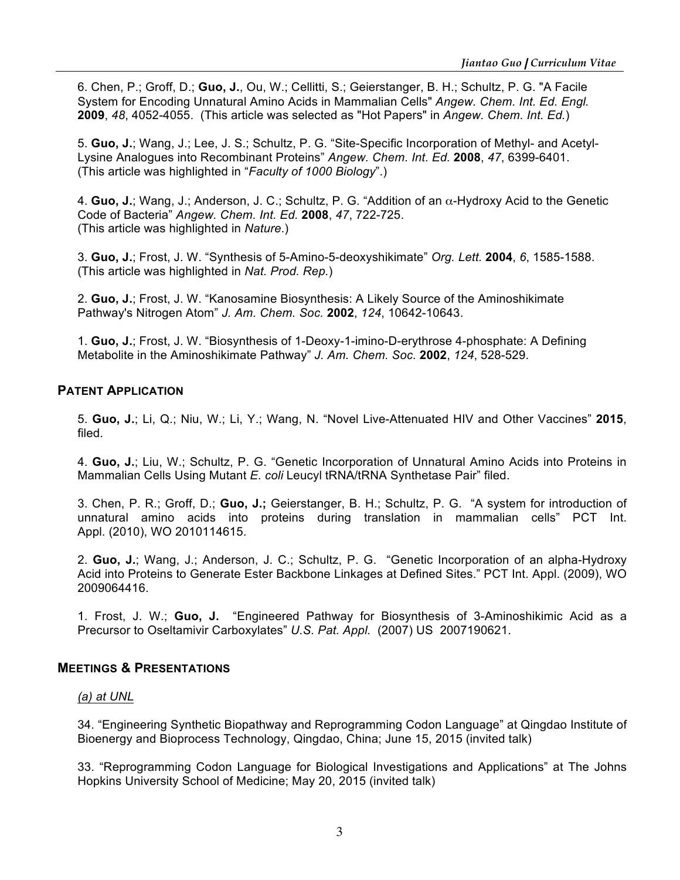6. Chen, P.; Groff, D.; **Guo, J.**, Ou, W.; Cellitti, S.; Geierstanger, B. H.; Schultz, P. G. "A Facile System for Encoding Unnatural Amino Acids in Mammalian Cells" *Angew. Chem. Int. Ed. Engl.* **2009**, *48*, 4052-4055. (This article was selected as "Hot Papers" in *Angew. Chem. Int. Ed.*)

5. **Guo, J.**; Wang, J.; Lee, J. S.; Schultz, P. G. "Site-Specific Incorporation of Methyl- and Acetyl-Lysine Analogues into Recombinant Proteins" *Angew. Chem. Int. Ed.* **2008**, *47*, 6399-6401. (This article was highlighted in "*Faculty of 1000 Biology*".)

4. **Guo, J.**; Wang, J.; Anderson, J. C.; Schultz, P. G. "Addition of an $\alpha$-Hydroxy Acid to the Genetic Code of Bacteria" *Angew. Chem. Int. Ed.* **2008**, *47*, 722-725. (This article was highlighted in *Nature*.)

3. **Guo, J.**; Frost, J. W. "Synthesis of 5-Amino-5-deoxyshikimate" *Org. Lett.* **2004**, *6*, 1585-1588. (This article was highlighted in *Nat. Prod. Rep.*)

2. **Guo, J.**; Frost, J. W. "Kanosamine Biosynthesis: A Likely Source of the Aminoshikimate Pathway's Nitrogen Atom" *J. Am. Chem. Soc.* **2002**, *124*, 10642-10643.

1. **Guo, J.**; Frost, J. W. "Biosynthesis of 1-Deoxy-1-imino-D-erythrose 4-phosphate: A Defining Metabolite in the Aminoshikimate Pathway" *J. Am. Chem. Soc.* **2002**, *124*, 528-529.

## PATENT APPLICATION

5. **Guo, J.**; Li, Q.; Niu, W.; Li, Y.; Wang, N. "Novel Live-Attenuated HIV and Other Vaccines" **2015**, filed.

4. **Guo, J.**; Liu, W.; Schultz, P. G. "Genetic Incorporation of Unnatural Amino Acids into Proteins in Mammalian Cells Using Mutant *E. coli* Leucyl tRNA/tRNA Synthetase Pair" filed.

3. Chen, P. R.; Groff, D.; **Guo, J.;** Geierstanger, B. H.; Schultz, P. G. "A system for introduction of unnatural amino acids into proteins during translation in mammalian cells" PCT Int. Appl. (2010), WO 2010114615.

2. **Guo, J.**; Wang, J.; Anderson, J. C.; Schultz, P. G. "Genetic Incorporation of an alpha-Hydroxy Acid into Proteins to Generate Ester Backbone Linkages at Defined Sites." PCT Int. Appl. (2009), WO 2009064416.

1. Frost, J. W.; **Guo, J.** "Engineered Pathway for Biosynthesis of 3-Aminoshikimic Acid as a Precursor to Oseltamivir Carboxylates" *U.S. Pat. Appl.* (2007) US 2007190621.

## MEETINGS & PRESENTATIONS

*(a) at UNL*

34. "Engineering Synthetic Biopathway and Reprogramming Codon Language" at Qingdao Institute of Bioenergy and Bioprocess Technology, Qingdao, China; June 15, 2015 (invited talk)

33. "Reprogramming Codon Language for Biological Investigations and Applications" at The Johns Hopkins University School of Medicine; May 20, 2015 (invited talk)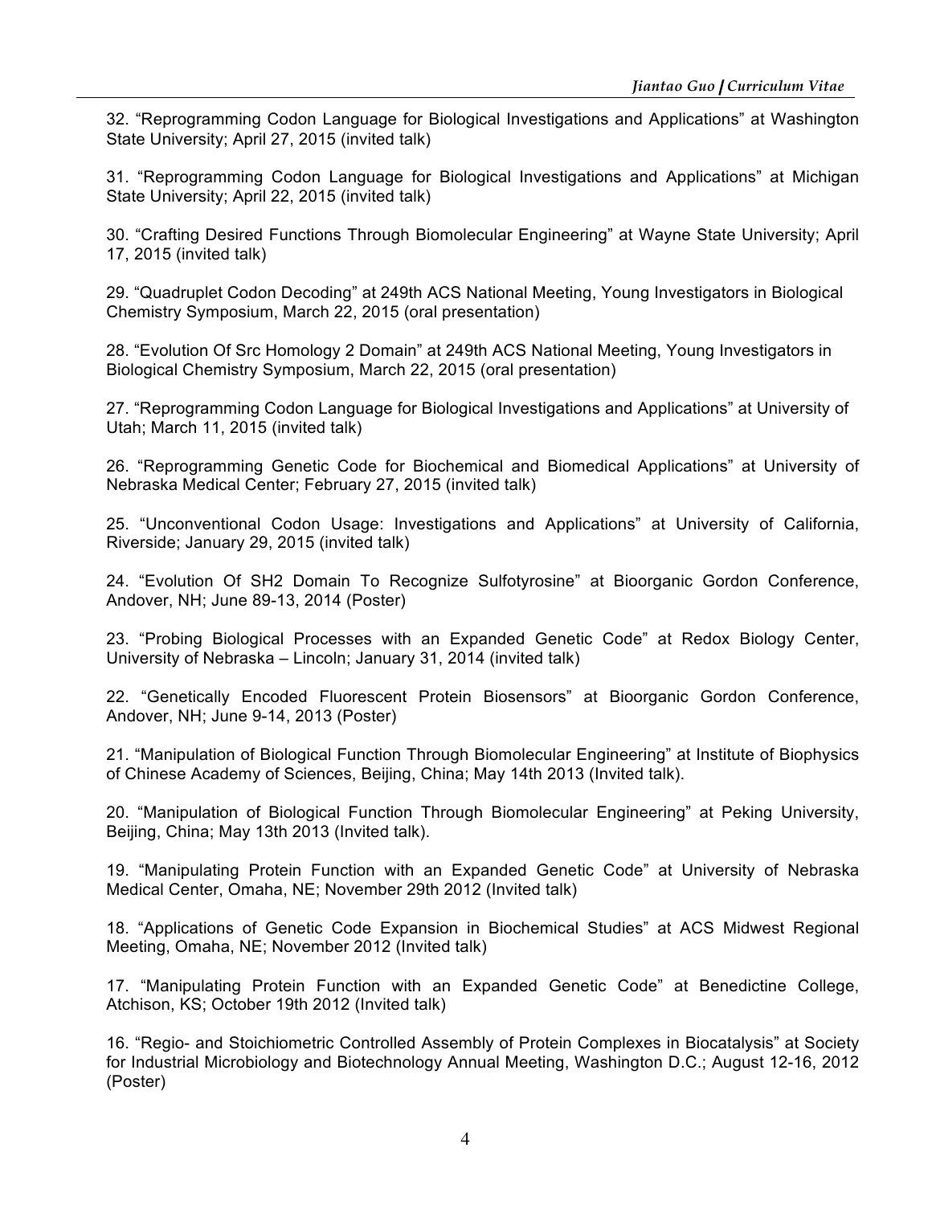32. “Reprogramming Codon Language for Biological Investigations and Applications” at Washington State University; April 27, 2015 (invited talk)

31. “Reprogramming Codon Language for Biological Investigations and Applications” at Michigan State University; April 22, 2015 (invited talk)

30. “Crafting Desired Functions Through Biomolecular Engineering” at Wayne State University; April 17, 2015 (invited talk)

29. “Quadruplet Codon Decoding” at 249th ACS National Meeting, Young Investigators in Biological Chemistry Symposium, March 22, 2015 (oral presentation)

28. “Evolution Of Src Homology 2 Domain” at 249th ACS National Meeting, Young Investigators in Biological Chemistry Symposium, March 22, 2015 (oral presentation)

27. “Reprogramming Codon Language for Biological Investigations and Applications” at University of Utah; March 11, 2015 (invited talk)

26. “Reprogramming Genetic Code for Biochemical and Biomedical Applications” at University of Nebraska Medical Center; February 27, 2015 (invited talk)

25. “Unconventional Codon Usage: Investigations and Applications” at University of California, Riverside; January 29, 2015 (invited talk)

24. “Evolution Of SH2 Domain To Recognize Sulfotyrosine” at Bioorganic Gordon Conference, Andover, NH; June 89-13, 2014 (Poster)

23. “Probing Biological Processes with an Expanded Genetic Code” at Redox Biology Center, University of Nebraska – Lincoln; January 31, 2014 (invited talk)

22. “Genetically Encoded Fluorescent Protein Biosensors” at Bioorganic Gordon Conference, Andover, NH; June 9-14, 2013 (Poster)

21. “Manipulation of Biological Function Through Biomolecular Engineering” at Institute of Biophysics of Chinese Academy of Sciences, Beijing, China; May 14th 2013 (Invited talk).

20. “Manipulation of Biological Function Through Biomolecular Engineering” at Peking University, Beijing, China; May 13th 2013 (Invited talk).

19. “Manipulating Protein Function with an Expanded Genetic Code” at University of Nebraska Medical Center, Omaha, NE; November 29th 2012 (Invited talk)

18. “Applications of Genetic Code Expansion in Biochemical Studies” at ACS Midwest Regional Meeting, Omaha, NE; November 2012 (Invited talk)

17. “Manipulating Protein Function with an Expanded Genetic Code” at Benedictine College, Atchison, KS; October 19th 2012 (Invited talk)

16. “Regio- and Stoichiometric Controlled Assembly of Protein Complexes in Biocatalysis” at Society for Industrial Microbiology and Biotechnology Annual Meeting, Washington D.C.; August 12-16, 2012 (Poster)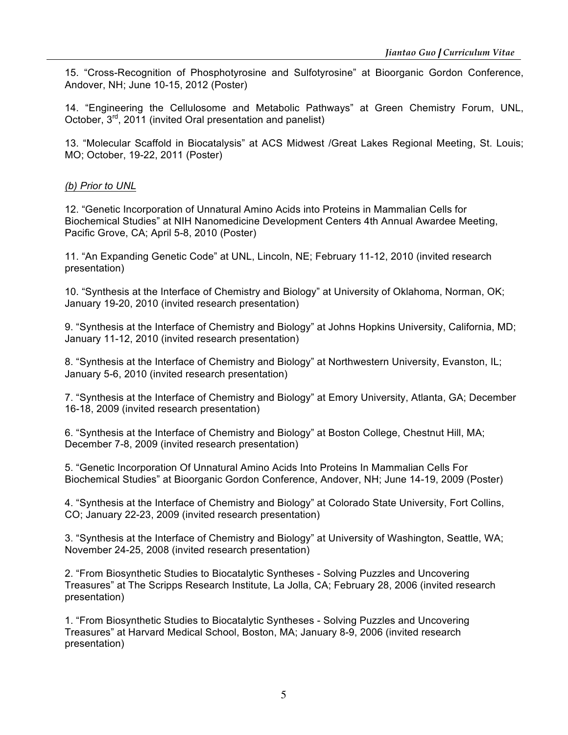15. “Cross-Recognition of Phosphotyrosine and Sulfotyrosine” at Bioorganic Gordon Conference, Andover, NH; June 10-15, 2012 (Poster)

14. “Engineering the Cellulosome and Metabolic Pathways” at Green Chemistry Forum, UNL, October, 3rd, 2011 (invited Oral presentation and panelist)

13. “Molecular Scaffold in Biocatalysis” at ACS Midwest /Great Lakes Regional Meeting, St. Louis; MO; October, 19-22, 2011 (Poster)

*(b) Prior to UNL*

12. “Genetic Incorporation of Unnatural Amino Acids into Proteins in Mammalian Cells for Biochemical Studies” at NIH Nanomedicine Development Centers 4th Annual Awardee Meeting, Pacific Grove, CA; April 5-8, 2010 (Poster)

11. “An Expanding Genetic Code” at UNL, Lincoln, NE; February 11-12, 2010 (invited research presentation)

10. “Synthesis at the Interface of Chemistry and Biology” at University of Oklahoma, Norman, OK; January 19-20, 2010 (invited research presentation)

9. “Synthesis at the Interface of Chemistry and Biology” at Johns Hopkins University, California, MD; January 11-12, 2010 (invited research presentation)

8. “Synthesis at the Interface of Chemistry and Biology” at Northwestern University, Evanston, IL; January 5-6, 2010 (invited research presentation)

7. “Synthesis at the Interface of Chemistry and Biology” at Emory University, Atlanta, GA; December 16-18, 2009 (invited research presentation)

6. “Synthesis at the Interface of Chemistry and Biology” at Boston College, Chestnut Hill, MA; December 7-8, 2009 (invited research presentation)

5. “Genetic Incorporation Of Unnatural Amino Acids Into Proteins In Mammalian Cells For Biochemical Studies” at Bioorganic Gordon Conference, Andover, NH; June 14-19, 2009 (Poster)

4. “Synthesis at the Interface of Chemistry and Biology” at Colorado State University, Fort Collins, CO; January 22-23, 2009 (invited research presentation)

3. “Synthesis at the Interface of Chemistry and Biology” at University of Washington, Seattle, WA; November 24-25, 2008 (invited research presentation)

2. “From Biosynthetic Studies to Biocatalytic Syntheses - Solving Puzzles and Uncovering Treasures” at The Scripps Research Institute, La Jolla, CA; February 28, 2006 (invited research presentation)

1. “From Biosynthetic Studies to Biocatalytic Syntheses - Solving Puzzles and Uncovering Treasures” at Harvard Medical School, Boston, MA; January 8-9, 2006 (invited research presentation)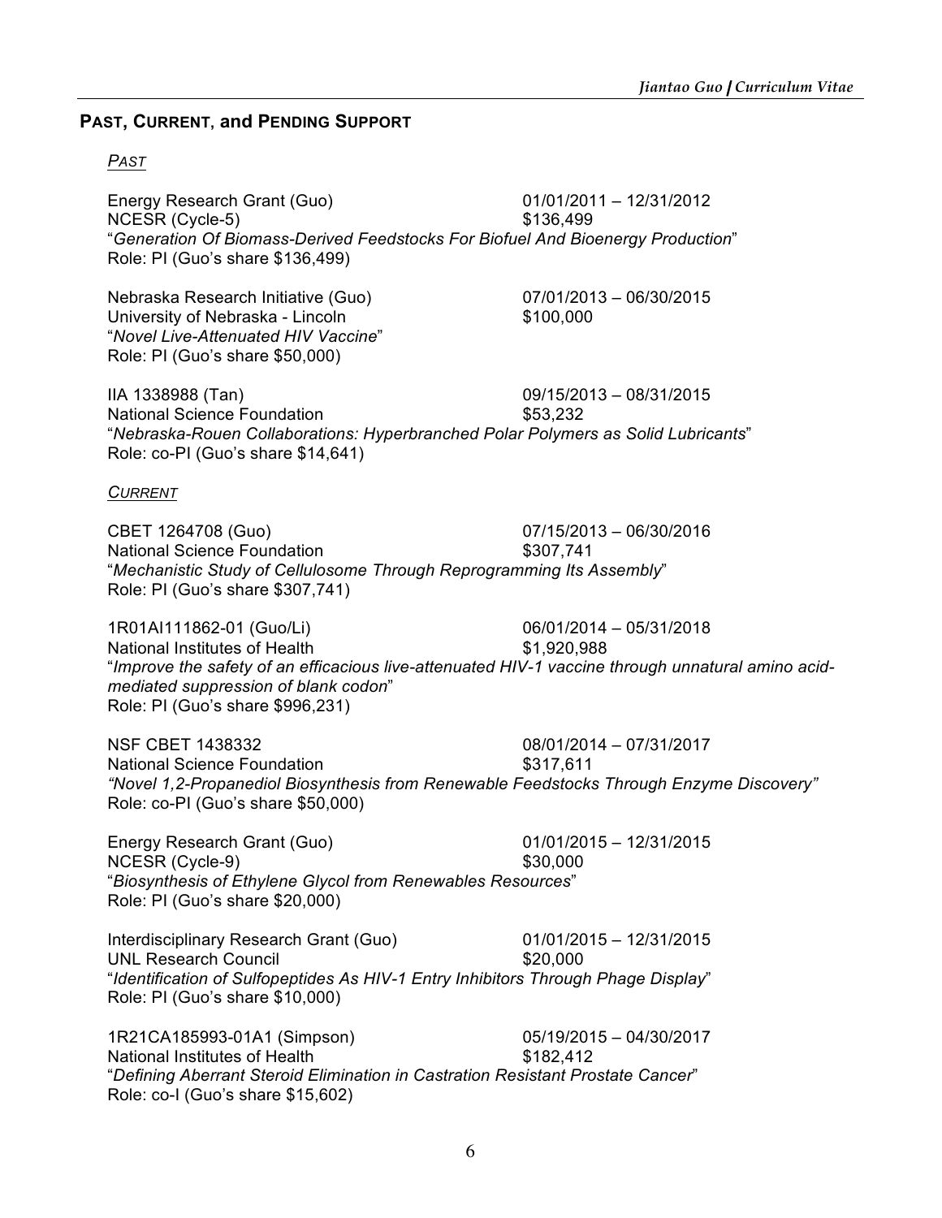## PAST, CURRENT, and PENDING SUPPORT

*PAST*

Energy Research Grant (Guo) 01/01/2011 – 12/31/2012
NCESR (Cycle-5) $136,499
"*Generation Of Biomass-Derived Feedstocks For Biofuel And Bioenergy Production*"
Role: PI (Guo's share $136,499)

Nebraska Research Initiative (Guo) 07/01/2013 – 06/30/2015
University of Nebraska - Lincoln $100,000
"*Novel Live-Attenuated HIV Vaccine*"
Role: PI (Guo's share $50,000)

IIA 1338988 (Tan) 09/15/2013 – 08/31/2015
National Science Foundation $53,232
"*Nebraska-Rouen Collaborations: Hyperbranched Polar Polymers as Solid Lubricants*"
Role: co-PI (Guo's share $14,641)

*CURRENT*

CBET 1264708 (Guo) 07/15/2013 – 06/30/2016
National Science Foundation $307,741
"*Mechanistic Study of Cellulosome Through Reprogramming Its Assembly*"
Role: PI (Guo's share $307,741)

1R01AI111862-01 (Guo/Li) 06/01/2014 – 05/31/2018
National Institutes of Health $1,920,988
"*Improve the safety of an efficacious live-attenuated HIV-1 vaccine through unnatural amino acid-mediated suppression of blank codon*"
Role: PI (Guo's share $996,231)

NSF CBET 1438332 08/01/2014 – 07/31/2017
National Science Foundation $317,611
*"Novel 1,2-Propanediol Biosynthesis from Renewable Feedstocks Through Enzyme Discovery"*
Role: co-PI (Guo's share $50,000)

Energy Research Grant (Guo) 01/01/2015 – 12/31/2015
NCESR (Cycle-9) $30,000
"*Biosynthesis of Ethylene Glycol from Renewables Resources*"
Role: PI (Guo's share $20,000)

Interdisciplinary Research Grant (Guo) 01/01/2015 – 12/31/2015
UNL Research Council $20,000
"*Identification of Sulfopeptides As HIV-1 Entry Inhibitors Through Phage Display*"
Role: PI (Guo's share $10,000)

1R21CA185993-01A1 (Simpson) 05/19/2015 – 04/30/2017
National Institutes of Health $182,412
"*Defining Aberrant Steroid Elimination in Castration Resistant Prostate Cancer*"
Role: co-I (Guo's share $15,602)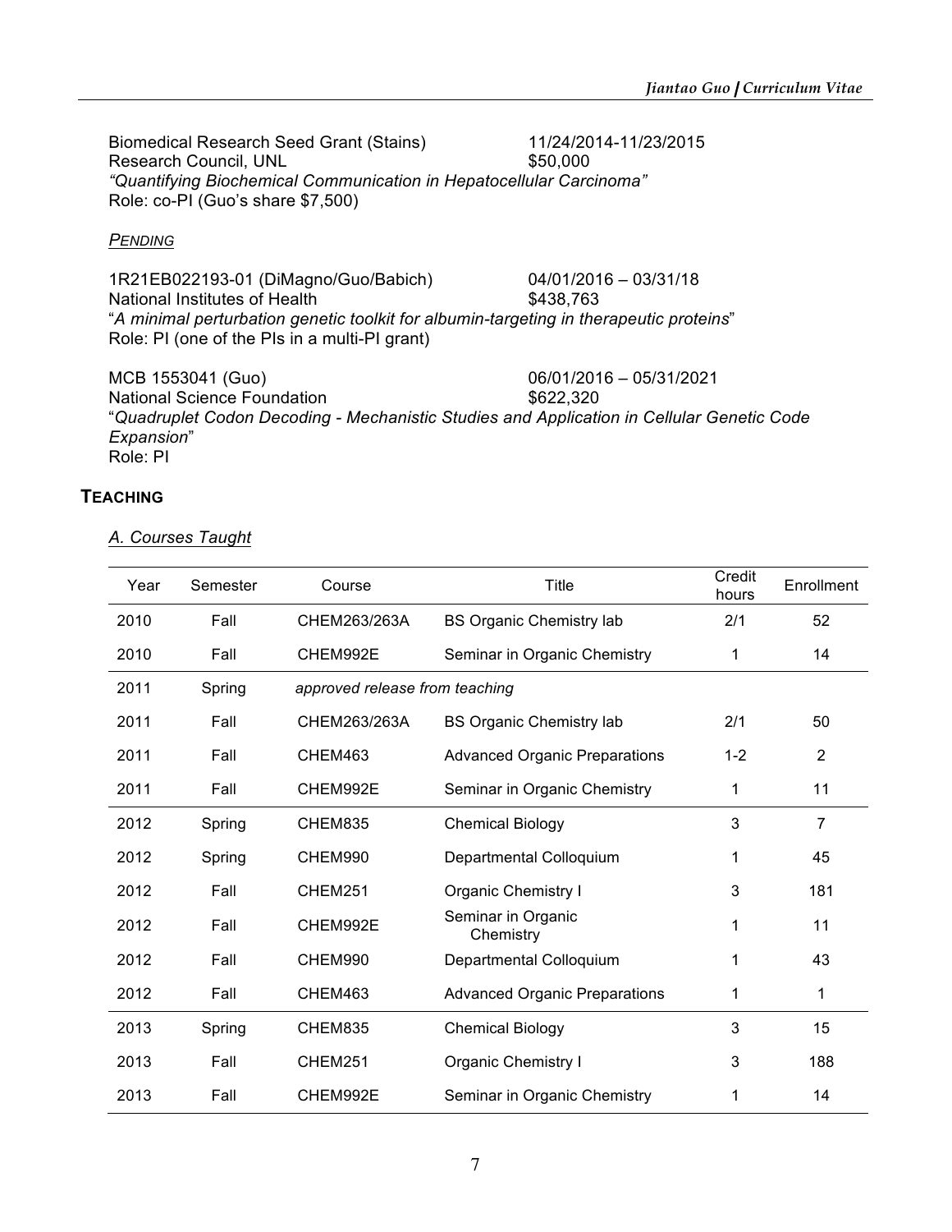Biomedical Research Seed Grant (Stains) 11/24/2014-11/23/2015
Research Council, UNL $50,000
*"Quantifying Biochemical Communication in Hepatocellular Carcinoma"*
Role: co-PI (Guo's share $7,500)

***PENDING***

1R21EB022193-01 (DiMagno/Guo/Babich) 04/01/2016 – 03/31/18
National Institutes of Health $438,763
"*A minimal perturbation genetic toolkit for albumin-targeting in therapeutic proteins*"
Role: PI (one of the PIs in a multi-PI grant)

MCB 1553041 (Guo) 06/01/2016 – 05/31/2021
National Science Foundation $622,320
"*Quadruplet Codon Decoding - Mechanistic Studies and Application in Cellular Genetic Code Expansion*"
Role: PI

## TEACHING

### *A. Courses Taught*

| Year | Semester | Course | Title | Credit hours | Enrollment |
|---|---|---|---|---|---|
| 2010 | Fall | CHEM263/263A | BS Organic Chemistry lab | 2/1 | 52 |
| 2010 | Fall | CHEM992E | Seminar in Organic Chemistry | 1 | 14 |
| 2011 | Spring | *approved release from teaching* | | | |
| 2011 | Fall | CHEM263/263A | BS Organic Chemistry lab | 2/1 | 50 |
| 2011 | Fall | CHEM463 | Advanced Organic Preparations | 1-2 | 2 |
| 2011 | Fall | CHEM992E | Seminar in Organic Chemistry | 1 | 11 |
| 2012 | Spring | CHEM835 | Chemical Biology | 3 | 7 |
| 2012 | Spring | CHEM990 | Departmental Colloquium | 1 | 45 |
| 2012 | Fall | CHEM251 | Organic Chemistry I | 3 | 181 |
| 2012 | Fall | CHEM992E | Seminar in Organic Chemistry | 1 | 11 |
| 2012 | Fall | CHEM990 | Departmental Colloquium | 1 | 43 |
| 2012 | Fall | CHEM463 | Advanced Organic Preparations | 1 | 1 |
| 2013 | Spring | CHEM835 | Chemical Biology | 3 | 15 |
| 2013 | Fall | CHEM251 | Organic Chemistry I | 3 | 188 |
| 2013 | Fall | CHEM992E | Seminar in Organic Chemistry | 1 | 14 |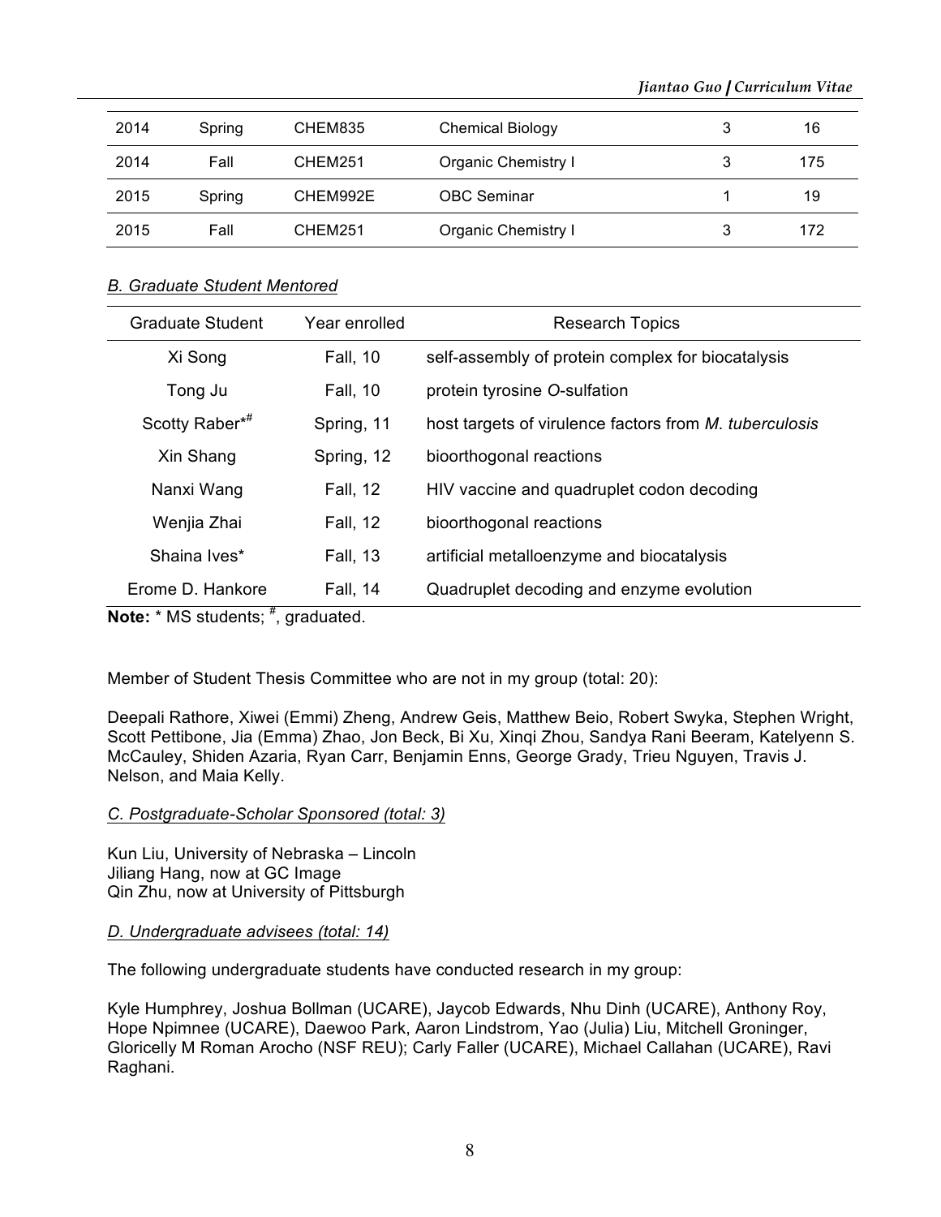| 2014 | Spring | CHEM835 | Chemical Biology | 3 | 16 |
|---|---|---|---|---|---|
| 2014 | Fall | CHEM251 | Organic Chemistry I | 3 | 175 |
| 2015 | Spring | CHEM992E | OBC Seminar | 1 | 19 |
| 2015 | Fall | CHEM251 | Organic Chemistry I | 3 | 172 |

*B. Graduate Student Mentored*

| Graduate Student | Year enrolled | Research Topics |
|---|---|---|
| Xi Song | Fall, 10 | self-assembly of protein complex for biocatalysis |
| Tong Ju | Fall, 10 | protein tyrosine *O*-sulfation |
| Scotty Raber*# | Spring, 11 | host targets of virulence factors from *M. tuberculosis* |
| Xin Shang | Spring, 12 | bioorthogonal reactions |
| Nanxi Wang | Fall, 12 | HIV vaccine and quadruplet codon decoding |
| Wenjia Zhai | Fall, 12 | bioorthogonal reactions |
| Shaina Ives* | Fall, 13 | artificial metalloenzyme and biocatalysis |
| Erome D. Hankore | Fall, 14 | Quadruplet decoding and enzyme evolution |

**Note:** * MS students; #, graduated.

Member of Student Thesis Committee who are not in my group (total: 20):

Deepali Rathore, Xiwei (Emmi) Zheng, Andrew Geis, Matthew Beio, Robert Swyka, Stephen Wright, Scott Pettibone, Jia (Emma) Zhao, Jon Beck, Bi Xu, Xinqi Zhou, Sandya Rani Beeram, Katelyenn S. McCauley, Shiden Azaria, Ryan Carr, Benjamin Enns, George Grady, Trieu Nguyen, Travis J. Nelson, and Maia Kelly.

*C. Postgraduate-Scholar Sponsored (total: 3)*

Kun Liu, University of Nebraska – Lincoln
Jiliang Hang, now at GC Image
Qin Zhu, now at University of Pittsburgh

*D. Undergraduate advisees (total: 14)*

The following undergraduate students have conducted research in my group:

Kyle Humphrey, Joshua Bollman (UCARE), Jaycob Edwards, Nhu Dinh (UCARE), Anthony Roy, Hope Npimnee (UCARE), Daewoo Park, Aaron Lindstrom, Yao (Julia) Liu, Mitchell Groninger, Gloricelly M Roman Arocho (NSF REU); Carly Faller (UCARE), Michael Callahan (UCARE), Ravi Raghani.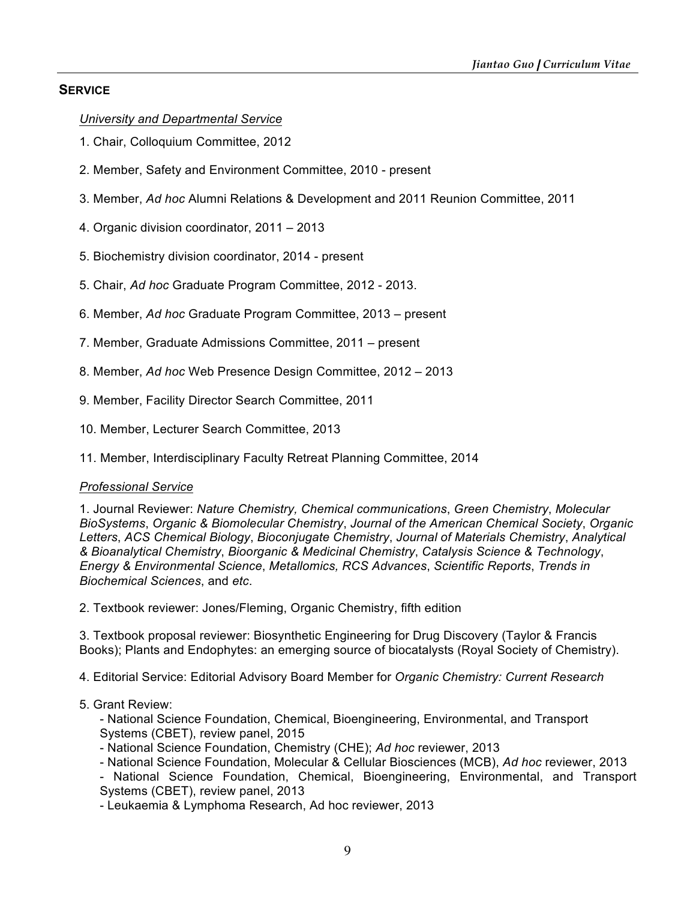## SERVICE

*University and Departmental Service*

1. Chair, Colloquium Committee, 2012

2. Member, Safety and Environment Committee, 2010 - present

3. Member, *Ad hoc* Alumni Relations & Development and 2011 Reunion Committee, 2011

4. Organic division coordinator, 2011 – 2013

5. Biochemistry division coordinator, 2014 - present

5. Chair, *Ad hoc* Graduate Program Committee, 2012 - 2013.

6. Member, *Ad hoc* Graduate Program Committee, 2013 – present

7. Member, Graduate Admissions Committee, 2011 – present

8. Member, *Ad hoc* Web Presence Design Committee, 2012 – 2013

9. Member, Facility Director Search Committee, 2011

10. Member, Lecturer Search Committee, 2013

11. Member, Interdisciplinary Faculty Retreat Planning Committee, 2014

*Professional Service*

1. Journal Reviewer: *Nature Chemistry, Chemical communications*, *Green Chemistry*, *Molecular BioSystems*, *Organic & Biomolecular Chemistry*, *Journal of the American Chemical Society*, *Organic Letters*, *ACS Chemical Biology*, *Bioconjugate Chemistry*, *Journal of Materials Chemistry*, *Analytical & Bioanalytical Chemistry*, *Bioorganic & Medicinal Chemistry*, *Catalysis Science & Technology*, *Energy & Environmental Science*, *Metallomics, RCS Advances*, *Scientific Reports*, *Trends in Biochemical Sciences*, and *etc*.

2. Textbook reviewer: Jones/Fleming, Organic Chemistry, fifth edition

3. Textbook proposal reviewer: Biosynthetic Engineering for Drug Discovery (Taylor & Francis Books); Plants and Endophytes: an emerging source of biocatalysts (Royal Society of Chemistry).

4. Editorial Service: Editorial Advisory Board Member for *Organic Chemistry: Current Research*

5. Grant Review:
   - National Science Foundation, Chemical, Bioengineering, Environmental, and Transport Systems (CBET), review panel, 2015
   - National Science Foundation, Chemistry (CHE); *Ad hoc* reviewer, 2013
   - National Science Foundation, Molecular & Cellular Biosciences (MCB), *Ad hoc* reviewer, 2013
   - National Science Foundation, Chemical, Bioengineering, Environmental, and Transport Systems (CBET), review panel, 2013
   - Leukaemia & Lymphoma Research, Ad hoc reviewer, 2013